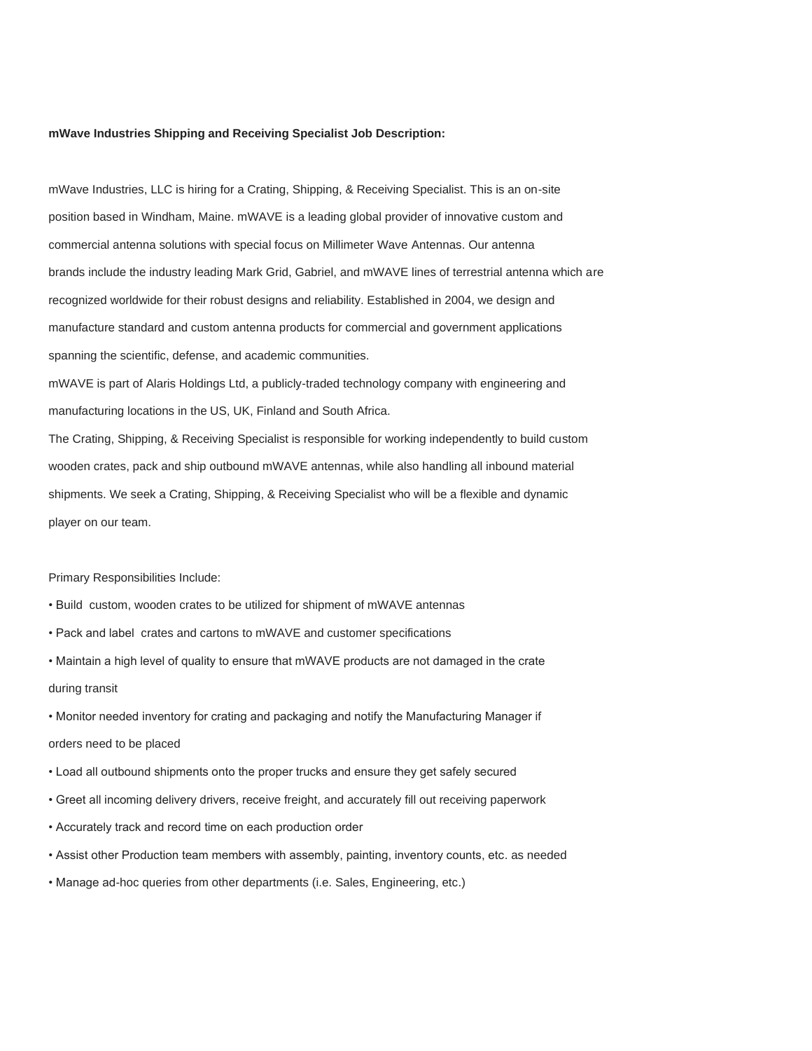**mWave Industries Shipping and Receiving Specialist Job Description:**

mWave Industries, LLC is hiring for a Crating, Shipping, & Receiving Specialist. This is an on-site position based in Windham, Maine. mWAVE is a leading global provider of innovative custom and commercial antenna solutions with special focus on Millimeter Wave Antennas. Our antenna brands include the industry leading Mark Grid, Gabriel, and mWAVE lines of terrestrial antenna which are recognized worldwide for their robust designs and reliability. Established in 2004, we design and manufacture standard and custom antenna products for commercial and government applications spanning the scientific, defense, and academic communities.

mWAVE is part of Alaris Holdings Ltd, a publicly-traded technology company with engineering and manufacturing locations in the US, UK, Finland and South Africa.

The Crating, Shipping, & Receiving Specialist is responsible for working independently to build custom wooden crates, pack and ship outbound mWAVE antennas, while also handling all inbound material shipments. We seek a Crating, Shipping, & Receiving Specialist who will be a flexible and dynamic player on our team.

Primary Responsibilities Include:

- Build custom, wooden crates to be utilized for shipment of mWAVE antennas
- Pack and label crates and cartons to mWAVE and customer specifications
- Maintain a high level of quality to ensure that mWAVE products are not damaged in the crate during transit
- Monitor needed inventory for crating and packaging and notify the Manufacturing Manager if orders need to be placed
- Load all outbound shipments onto the proper trucks and ensure they get safely secured
- Greet all incoming delivery drivers, receive freight, and accurately fill out receiving paperwork
- Accurately track and record time on each production order
- Assist other Production team members with assembly, painting, inventory counts, etc. as needed
- Manage ad-hoc queries from other departments (i.e. Sales, Engineering, etc.)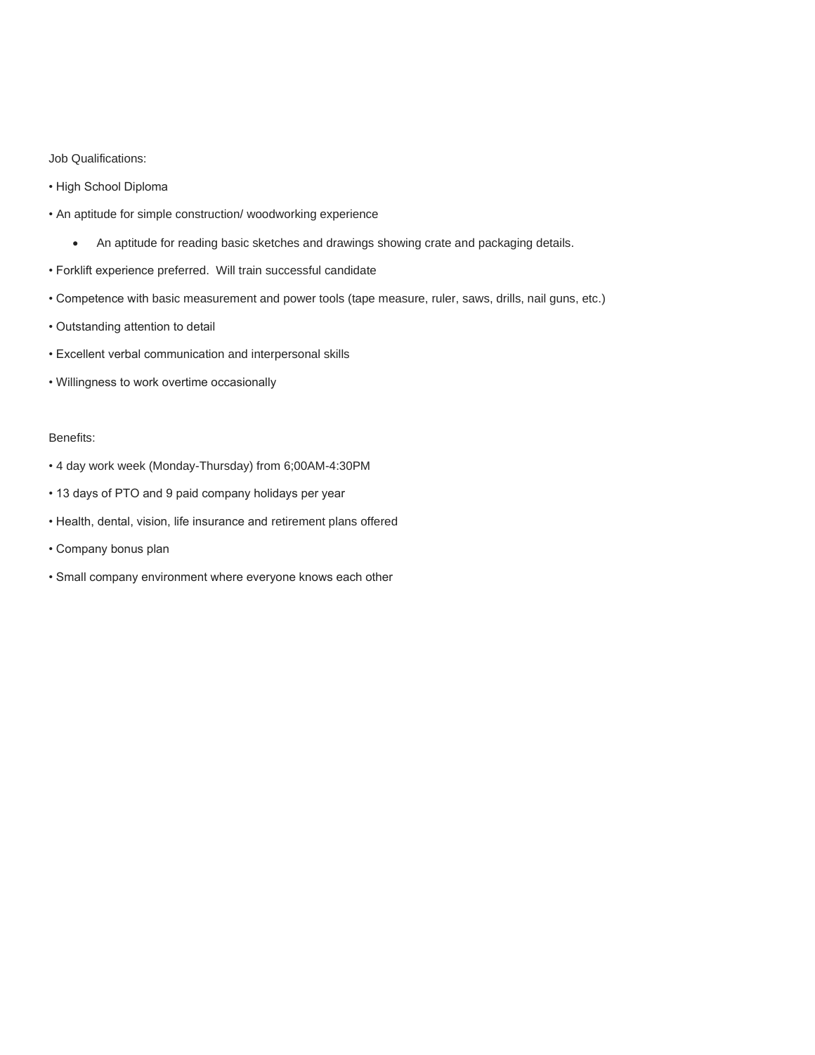Job Qualifications:

- High School Diploma
- An aptitude for simple construction/ woodworking experience
    - An aptitude for reading basic sketches and drawings showing crate and packaging details.
- Forklift experience preferred. Will train successful candidate
- Competence with basic measurement and power tools (tape measure, ruler, saws, drills, nail guns, etc.)
- Outstanding attention to detail
- Excellent verbal communication and interpersonal skills
- Willingness to work overtime occasionally

Benefits:

- 4 day work week (Monday-Thursday) from 6;00AM-4:30PM
- 13 days of PTO and 9 paid company holidays per year
- Health, dental, vision, life insurance and retirement plans offered
- Company bonus plan
- Small company environment where everyone knows each other